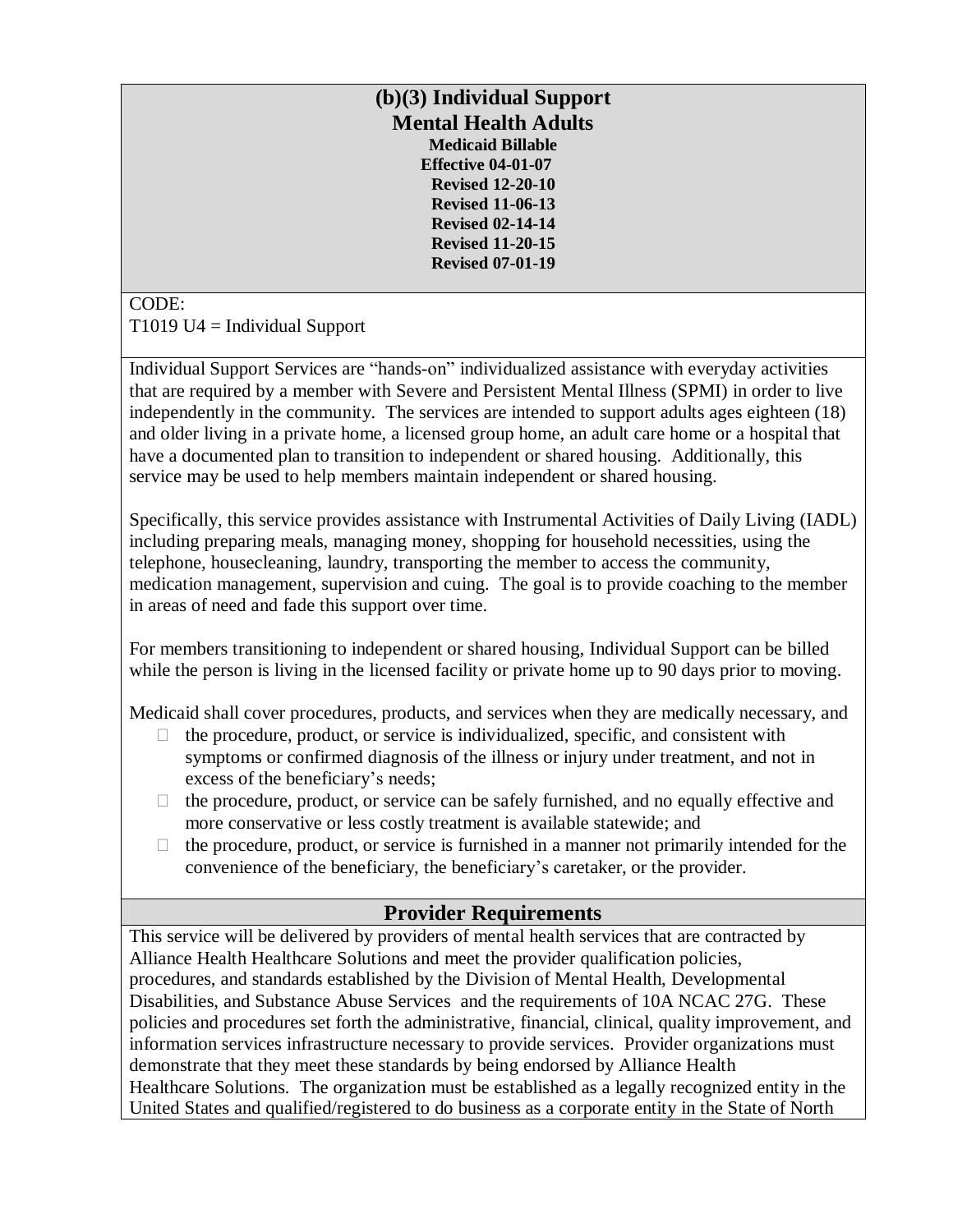# (b)(3) Individual Support
## Mental Health Adults

**Medicaid Billable**
**Effective 04-01-07**
**Revised 12-20-10**
**Revised 11-06-13**
**Revised 02-14-14**
**Revised 11-20-15**
**Revised 07-01-19**

CODE:
T1019 U4 = Individual Support

Individual Support Services are "hands-on" individualized assistance with everyday activities that are required by a member with Severe and Persistent Mental Illness (SPMI) in order to live independently in the community. The services are intended to support adults ages eighteen (18) and older living in a private home, a licensed group home, an adult care home or a hospital that have a documented plan to transition to independent or shared housing. Additionally, this service may be used to help members maintain independent or shared housing.

Specifically, this service provides assistance with Instrumental Activities of Daily Living (IADL) including preparing meals, managing money, shopping for household necessities, using the telephone, housecleaning, laundry, transporting the member to access the community, medication management, supervision and cuing. The goal is to provide coaching to the member in areas of need and fade this support over time.

For members transitioning to independent or shared housing, Individual Support can be billed while the person is living in the licensed facility or private home up to 90 days prior to moving.

Medicaid shall cover procedures, products, and services when they are medically necessary, and

- the procedure, product, or service is individualized, specific, and consistent with symptoms or confirmed diagnosis of the illness or injury under treatment, and not in excess of the beneficiary's needs;
- the procedure, product, or service can be safely furnished, and no equally effective and more conservative or less costly treatment is available statewide; and
- the procedure, product, or service is furnished in a manner not primarily intended for the convenience of the beneficiary, the beneficiary's caretaker, or the provider.

## Provider Requirements

This service will be delivered by providers of mental health services that are contracted by Alliance Health Healthcare Solutions and meet the provider qualification policies, procedures, and standards established by the Division of Mental Health, Developmental Disabilities, and Substance Abuse Services and the requirements of 10A NCAC 27G. These policies and procedures set forth the administrative, financial, clinical, quality improvement, and information services infrastructure necessary to provide services. Provider organizations must demonstrate that they meet these standards by being endorsed by Alliance Health Healthcare Solutions. The organization must be established as a legally recognized entity in the United States and qualified/registered to do business as a corporate entity in the State of North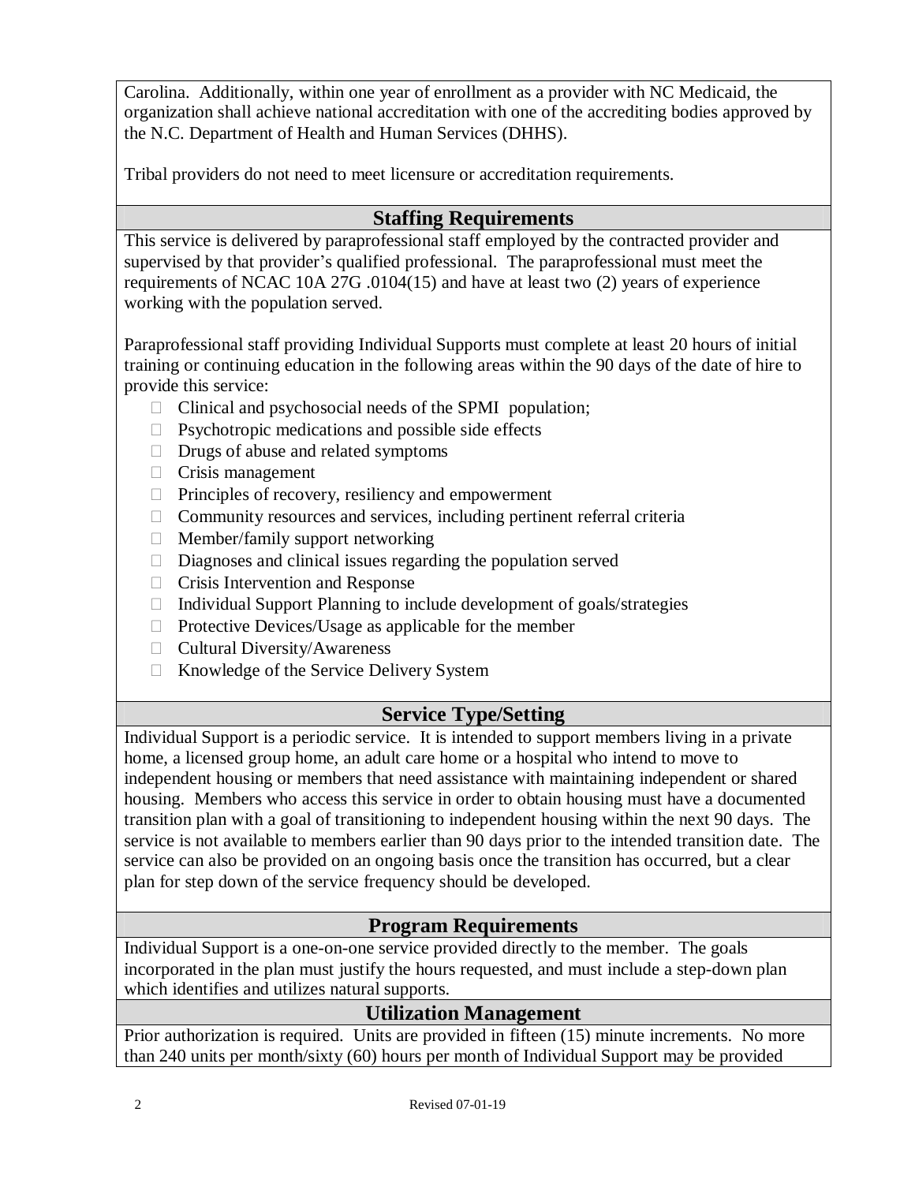Carolina. Additionally, within one year of enrollment as a provider with NC Medicaid, the organization shall achieve national accreditation with one of the accrediting bodies approved by the N.C. Department of Health and Human Services (DHHS).

Tribal providers do not need to meet licensure or accreditation requirements.

## Staffing Requirements

This service is delivered by paraprofessional staff employed by the contracted provider and supervised by that provider's qualified professional. The paraprofessional must meet the requirements of NCAC 10A 27G .0104(15) and have at least two (2) years of experience working with the population served.

Paraprofessional staff providing Individual Supports must complete at least 20 hours of initial training or continuing education in the following areas within the 90 days of the date of hire to provide this service:

- Clinical and psychosocial needs of the SPMI population;
- Psychotropic medications and possible side effects
- Drugs of abuse and related symptoms
- Crisis management
- Principles of recovery, resiliency and empowerment
- Community resources and services, including pertinent referral criteria
- Member/family support networking
- Diagnoses and clinical issues regarding the population served
- Crisis Intervention and Response
- Individual Support Planning to include development of goals/strategies
- Protective Devices/Usage as applicable for the member
- Cultural Diversity/Awareness
- Knowledge of the Service Delivery System

## Service Type/Setting

Individual Support is a periodic service. It is intended to support members living in a private home, a licensed group home, an adult care home or a hospital who intend to move to independent housing or members that need assistance with maintaining independent or shared housing. Members who access this service in order to obtain housing must have a documented transition plan with a goal of transitioning to independent housing within the next 90 days. The service is not available to members earlier than 90 days prior to the intended transition date. The service can also be provided on an ongoing basis once the transition has occurred, but a clear plan for step down of the service frequency should be developed.

## Program Requirements

Individual Support is a one-on-one service provided directly to the member. The goals incorporated in the plan must justify the hours requested, and must include a step-down plan which identifies and utilizes natural supports.

## Utilization Management

Prior authorization is required. Units are provided in fifteen (15) minute increments. No more than 240 units per month/sixty (60) hours per month of Individual Support may be provided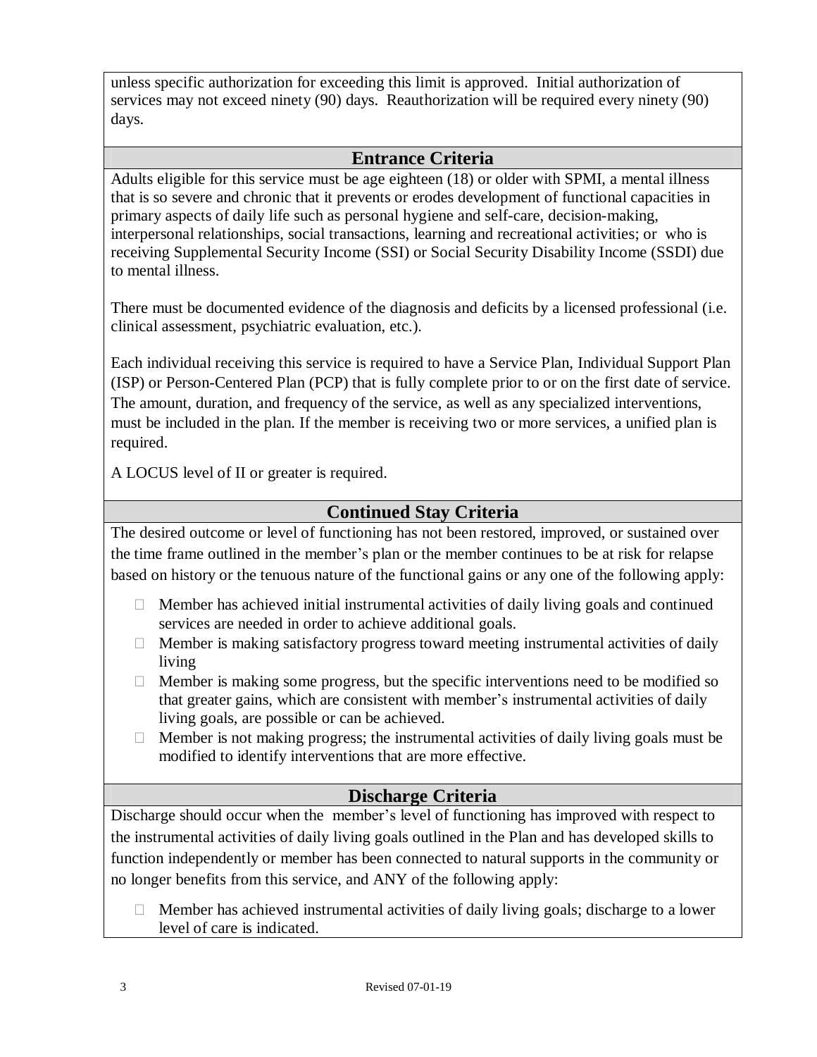unless specific authorization for exceeding this limit is approved. Initial authorization of services may not exceed ninety (90) days. Reauthorization will be required every ninety (90) days.

## Entrance Criteria

Adults eligible for this service must be age eighteen (18) or older with SPMI, a mental illness that is so severe and chronic that it prevents or erodes development of functional capacities in primary aspects of daily life such as personal hygiene and self-care, decision-making, interpersonal relationships, social transactions, learning and recreational activities; or who is receiving Supplemental Security Income (SSI) or Social Security Disability Income (SSDI) due to mental illness.

There must be documented evidence of the diagnosis and deficits by a licensed professional (i.e. clinical assessment, psychiatric evaluation, etc.).

Each individual receiving this service is required to have a Service Plan, Individual Support Plan (ISP) or Person-Centered Plan (PCP) that is fully complete prior to or on the first date of service. The amount, duration, and frequency of the service, as well as any specialized interventions, must be included in the plan. If the member is receiving two or more services, a unified plan is required.

A LOCUS level of II or greater is required.

## Continued Stay Criteria

The desired outcome or level of functioning has not been restored, improved, or sustained over the time frame outlined in the member's plan or the member continues to be at risk for relapse based on history or the tenuous nature of the functional gains or any one of the following apply:

- Member has achieved initial instrumental activities of daily living goals and continued services are needed in order to achieve additional goals.
- Member is making satisfactory progress toward meeting instrumental activities of daily living
- Member is making some progress, but the specific interventions need to be modified so that greater gains, which are consistent with member's instrumental activities of daily living goals, are possible or can be achieved.
- Member is not making progress; the instrumental activities of daily living goals must be modified to identify interventions that are more effective.

## Discharge Criteria

Discharge should occur when the member's level of functioning has improved with respect to the instrumental activities of daily living goals outlined in the Plan and has developed skills to function independently or member has been connected to natural supports in the community or no longer benefits from this service, and ANY of the following apply:

- Member has achieved instrumental activities of daily living goals; discharge to a lower level of care is indicated.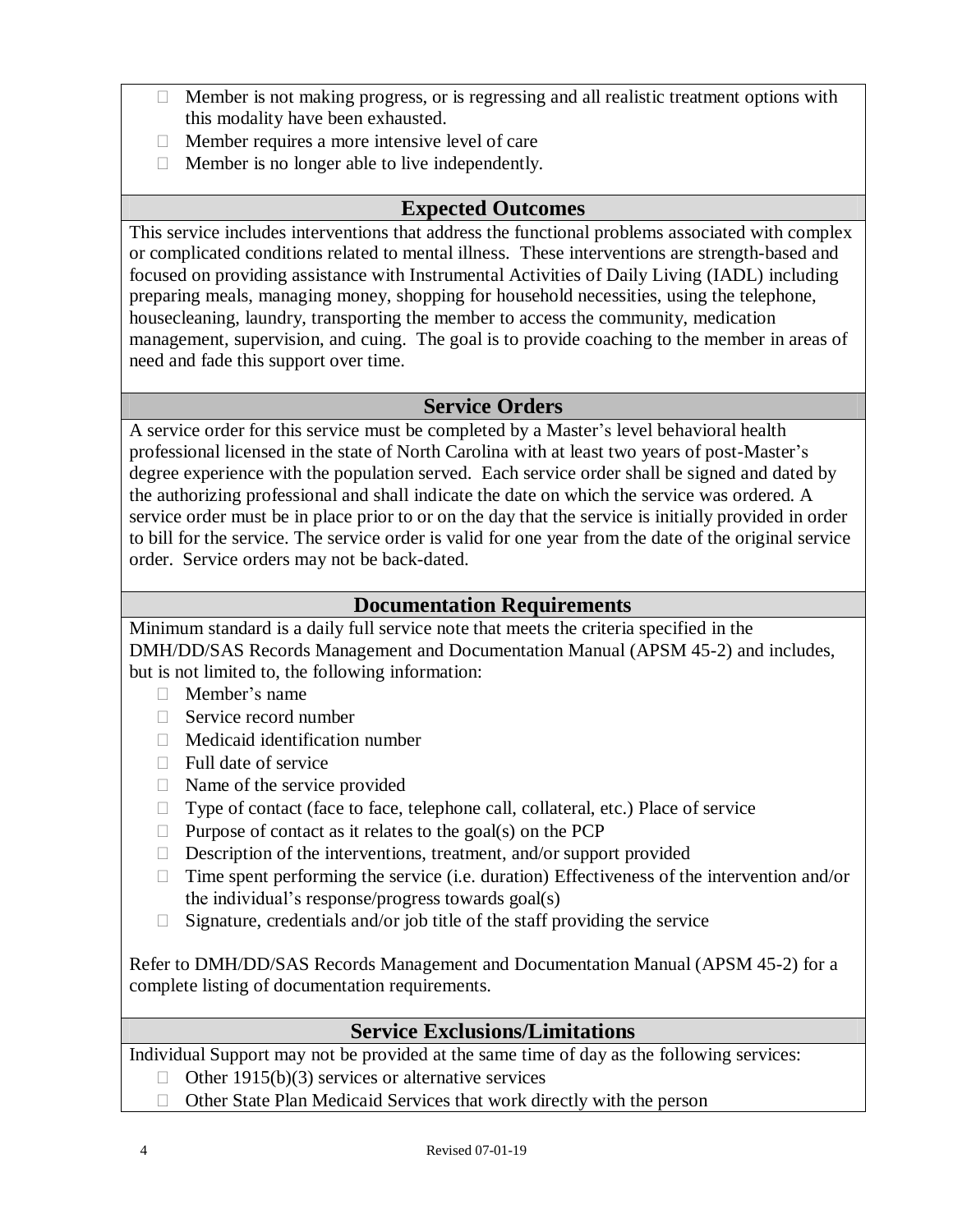- Member is not making progress, or is regressing and all realistic treatment options with this modality have been exhausted.
- Member requires a more intensive level of care
- Member is no longer able to live independently.

## Expected Outcomes

This service includes interventions that address the functional problems associated with complex or complicated conditions related to mental illness. These interventions are strength-based and focused on providing assistance with Instrumental Activities of Daily Living (IADL) including preparing meals, managing money, shopping for household necessities, using the telephone, housecleaning, laundry, transporting the member to access the community, medication management, supervision, and cuing. The goal is to provide coaching to the member in areas of need and fade this support over time.

## Service Orders

A service order for this service must be completed by a Master's level behavioral health professional licensed in the state of North Carolina with at least two years of post-Master's degree experience with the population served. Each service order shall be signed and dated by the authorizing professional and shall indicate the date on which the service was ordered. A service order must be in place prior to or on the day that the service is initially provided in order to bill for the service. The service order is valid for one year from the date of the original service order. Service orders may not be back-dated.

## Documentation Requirements

Minimum standard is a daily full service note that meets the criteria specified in the DMH/DD/SAS Records Management and Documentation Manual (APSM 45-2) and includes, but is not limited to, the following information:

- Member's name
- Service record number
- Medicaid identification number
- Full date of service
- Name of the service provided
- Type of contact (face to face, telephone call, collateral, etc.) Place of service
- Purpose of contact as it relates to the goal(s) on the PCP
- Description of the interventions, treatment, and/or support provided
- Time spent performing the service (i.e. duration) Effectiveness of the intervention and/or the individual's response/progress towards goal(s)
- Signature, credentials and/or job title of the staff providing the service

Refer to DMH/DD/SAS Records Management and Documentation Manual (APSM 45-2) for a complete listing of documentation requirements.

## Service Exclusions/Limitations

Individual Support may not be provided at the same time of day as the following services:

- Other 1915(b)(3) services or alternative services
- Other State Plan Medicaid Services that work directly with the person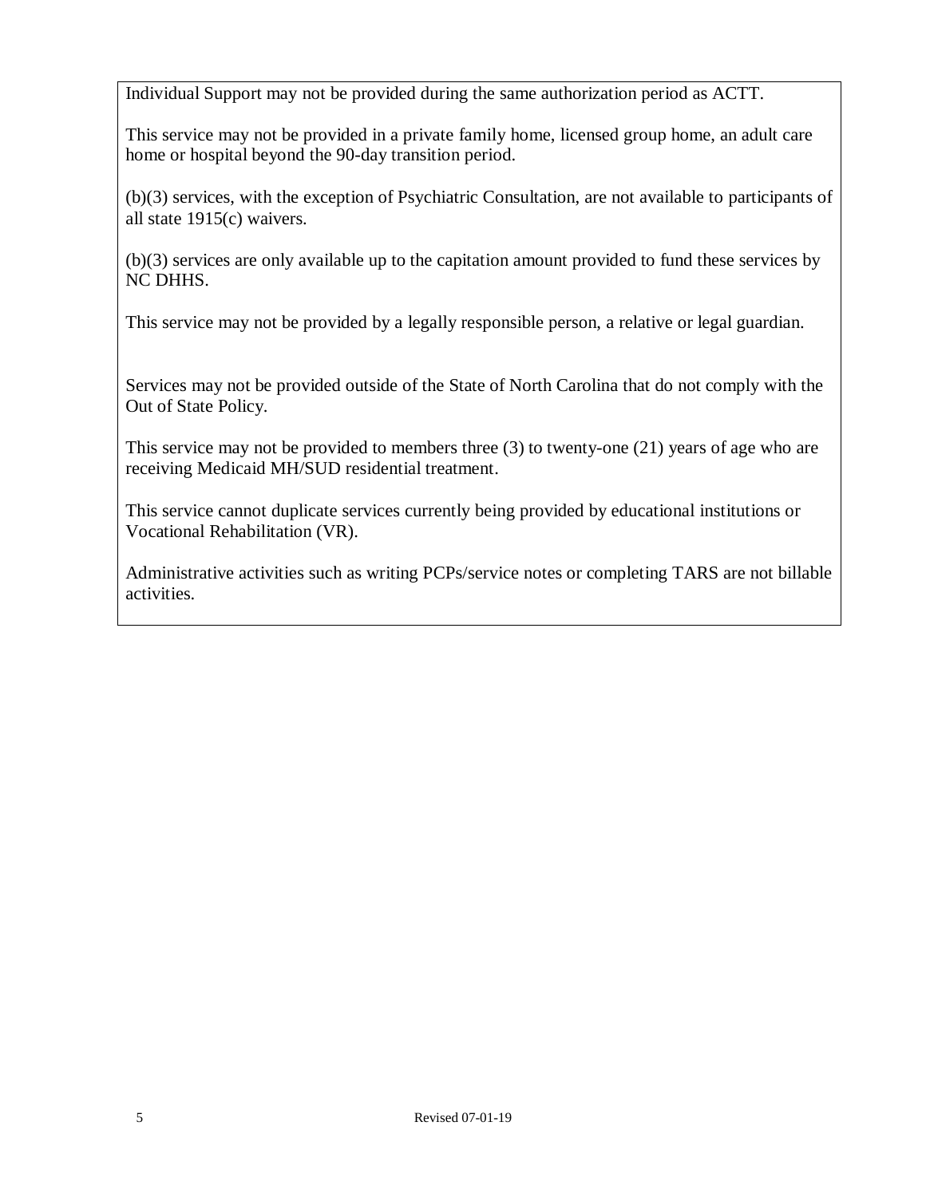Individual Support may not be provided during the same authorization period as ACTT.

This service may not be provided in a private family home, licensed group home, an adult care home or hospital beyond the 90-day transition period.

(b)(3) services, with the exception of Psychiatric Consultation, are not available to participants of all state 1915(c) waivers.

(b)(3) services are only available up to the capitation amount provided to fund these services by NC DHHS.

This service may not be provided by a legally responsible person, a relative or legal guardian.

Services may not be provided outside of the State of North Carolina that do not comply with the Out of State Policy.

This service may not be provided to members three (3) to twenty-one (21) years of age who are receiving Medicaid MH/SUD residential treatment.

This service cannot duplicate services currently being provided by educational institutions or Vocational Rehabilitation (VR).

Administrative activities such as writing PCPs/service notes or completing TARS are not billable activities.